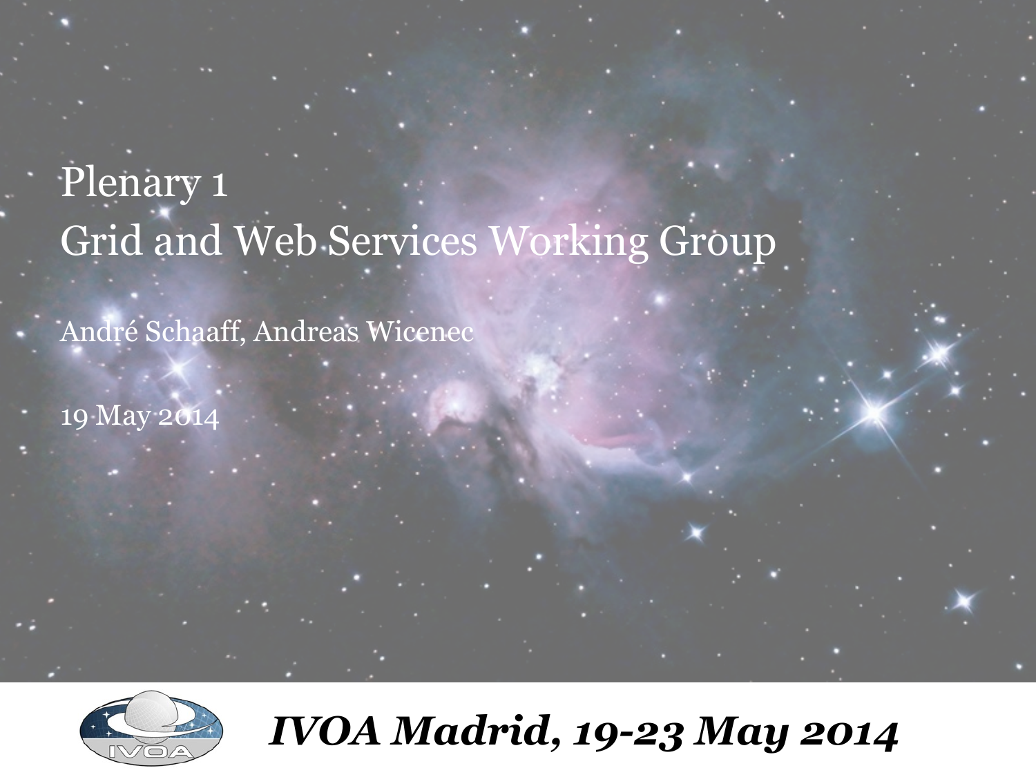# Plenary 1
# Grid and Web Services Working Group

André Schaaff, Andreas Wicenec

19 May 2014

*IVOA Madrid, 19-23 May 2014*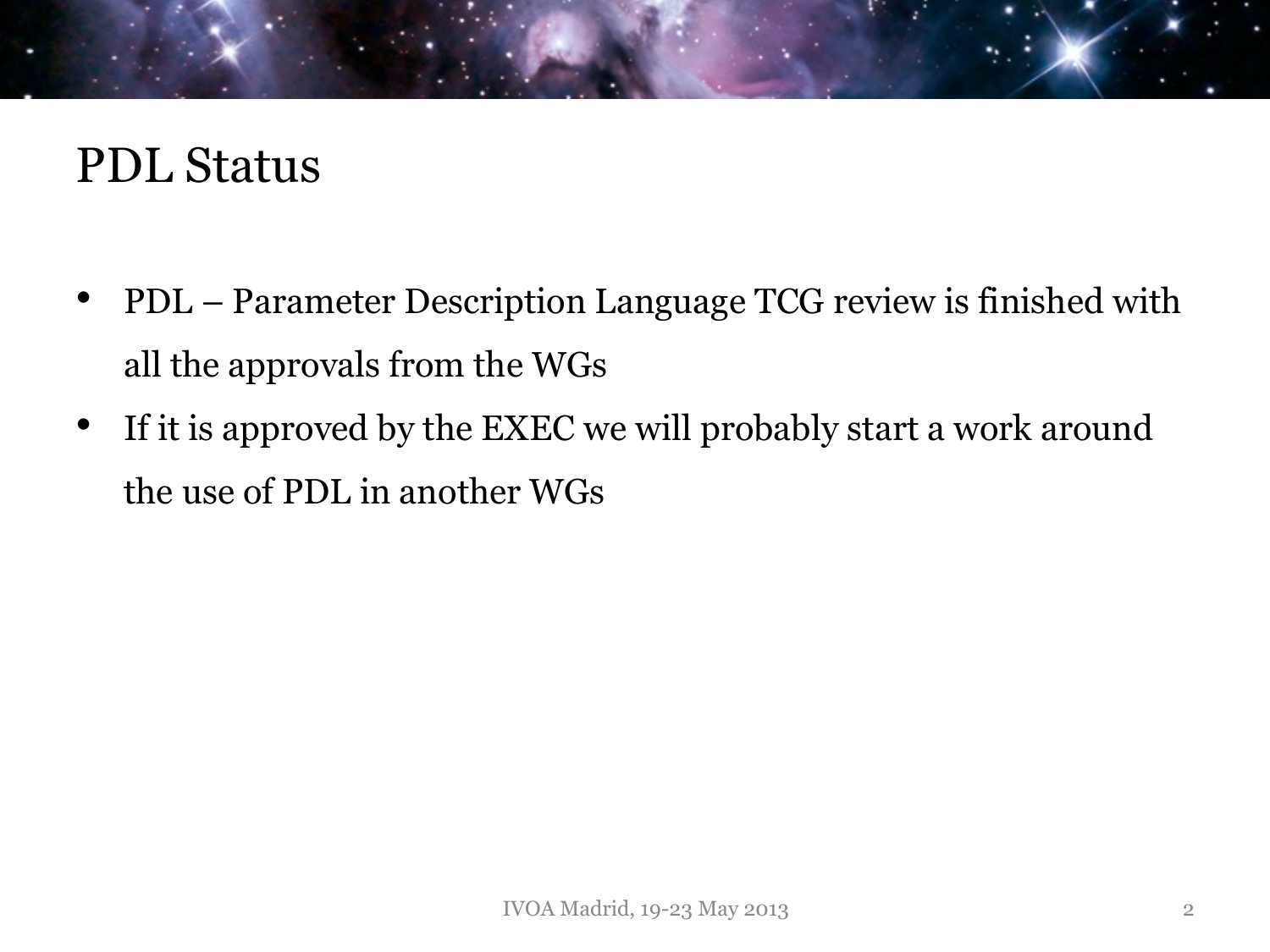# PDL Status

- PDL – Parameter Description Language TCG review is finished with all the approvals from the WGs
- If it is approved by the EXEC we will probably start a work around the use of PDL in another WGs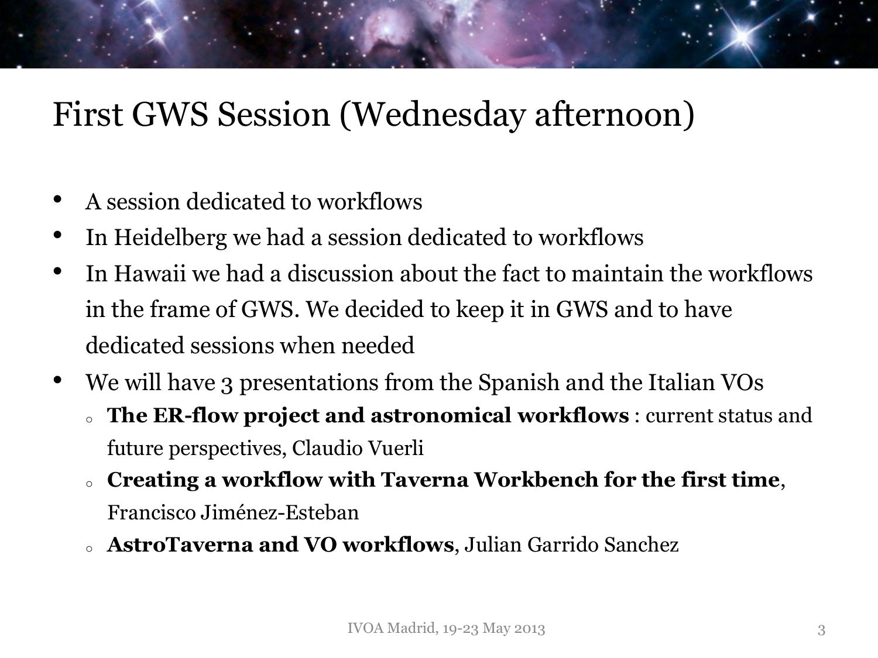# First GWS Session (Wednesday afternoon)

- A session dedicated to workflows
- In Heidelberg we had a session dedicated to workflows
- In Hawaii we had a discussion about the fact to maintain the workflows in the frame of GWS. We decided to keep it in GWS and to have dedicated sessions when needed
- We will have 3 presentations from the Spanish and the Italian VOs
  - **The ER-flow project and astronomical workflows** : current status and future perspectives, Claudio Vuerli
  - **Creating a workflow with Taverna Workbench for the first time**, Francisco Jiménez-Esteban
  - **AstroTaverna and VO workflows**, Julian Garrido Sanchez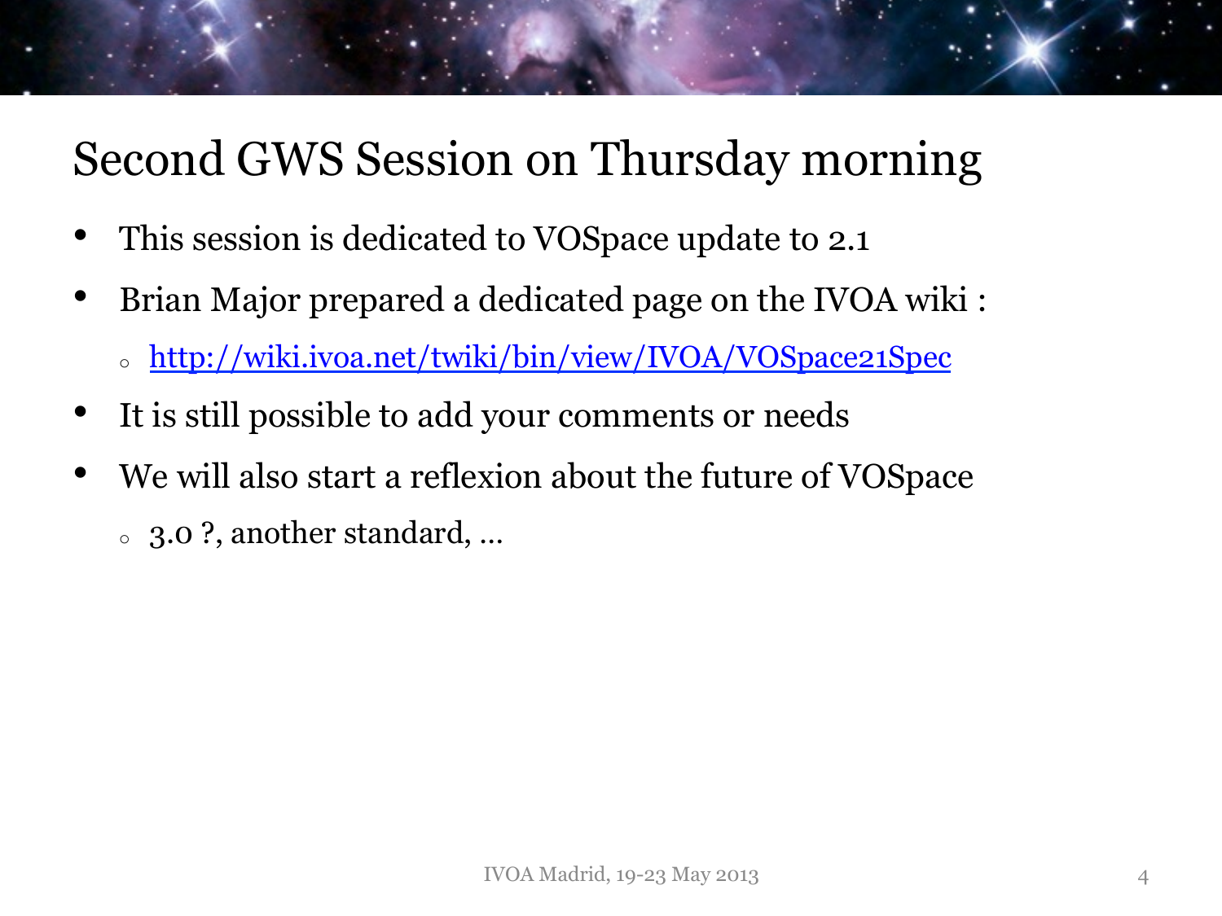# Second GWS Session on Thursday morning

- This session is dedicated to VOSpace update to 2.1
- Brian Major prepared a dedicated page on the IVOA wiki :
  - http://wiki.ivoa.net/twiki/bin/view/IVOA/VOSpace21Spec
- It is still possible to add your comments or needs
- We will also start a reflexion about the future of VOSpace
  - 3.0 ?, another standard, …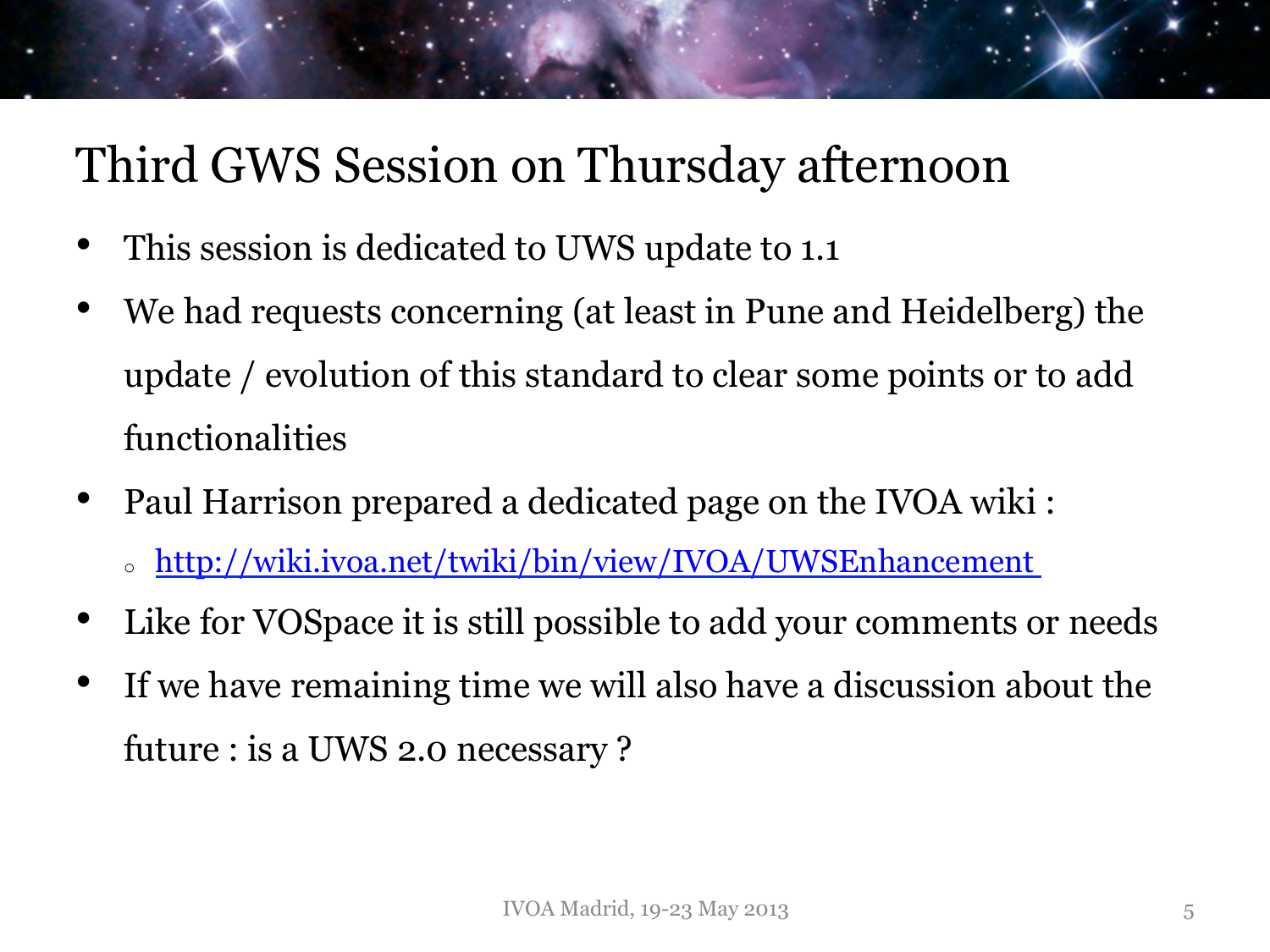# Third GWS Session on Thursday afternoon

- This session is dedicated to UWS update to 1.1
- We had requests concerning (at least in Pune and Heidelberg) the update / evolution of this standard to clear some points or to add functionalities
- Paul Harrison prepared a dedicated page on the IVOA wiki :
  - http://wiki.ivoa.net/twiki/bin/view/IVOA/UWSEnhancement
- Like for VOSpace it is still possible to add your comments or needs
- If we have remaining time we will also have a discussion about the future : is a UWS 2.0 necessary ?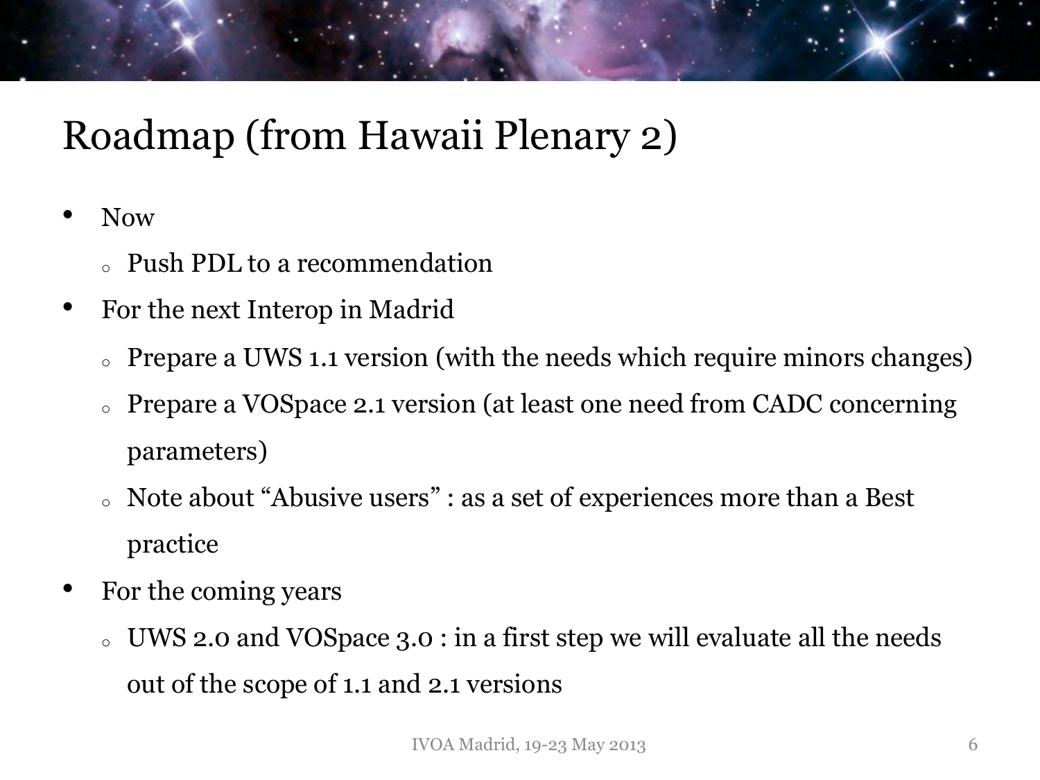# Roadmap (from Hawaii Plenary 2)

- Now
  - Push PDL to a recommendation
- For the next Interop in Madrid
  - Prepare a UWS 1.1 version (with the needs which require minors changes)
  - Prepare a VOSpace 2.1 version (at least one need from CADC concerning parameters)
  - Note about "Abusive users" : as a set of experiences more than a Best practice
- For the coming years
  - UWS 2.0 and VOSpace 3.0 : in a first step we will evaluate all the needs out of the scope of 1.1 and 2.1 versions